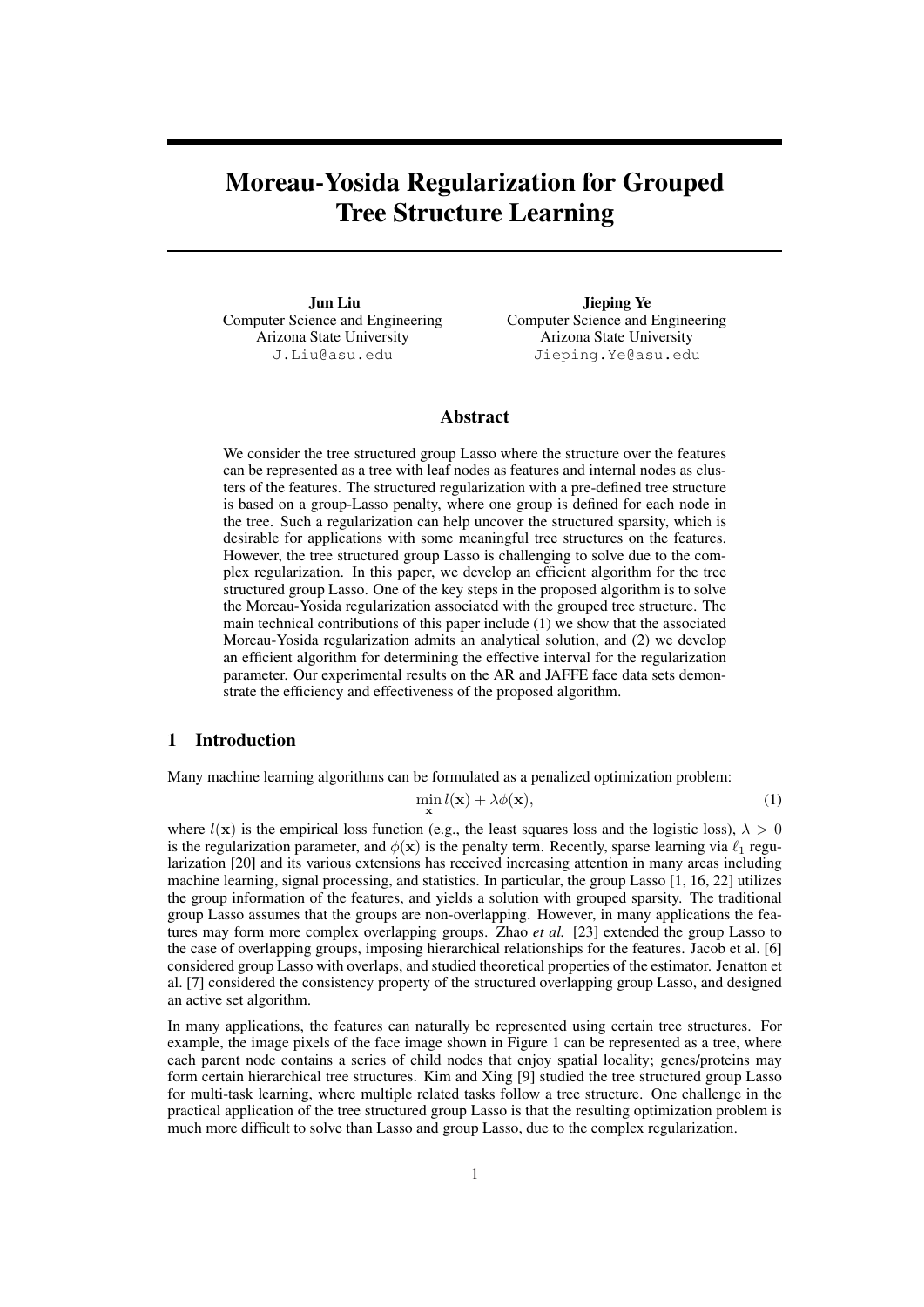# Moreau-Yosida Regularization for Grouped Tree Structure Learning

**Jun Liu**
Computer Science and Engineering
Arizona State University
J.Liu@asu.edu

**Jieping Ye**
Computer Science and Engineering
Arizona State University
Jieping.Ye@asu.edu

## Abstract

We consider the tree structured group Lasso where the structure over the features can be represented as a tree with leaf nodes as features and internal nodes as clusters of the features. The structured regularization with a pre-defined tree structure is based on a group-Lasso penalty, where one group is defined for each node in the tree. Such a regularization can help uncover the structured sparsity, which is desirable for applications with some meaningful tree structures on the features. However, the tree structured group Lasso is challenging to solve due to the complex regularization. In this paper, we develop an efficient algorithm for the tree structured group Lasso. One of the key steps in the proposed algorithm is to solve the Moreau-Yosida regularization associated with the grouped tree structure. The main technical contributions of this paper include (1) we show that the associated Moreau-Yosida regularization admits an analytical solution, and (2) we develop an efficient algorithm for determining the effective interval for the regularization parameter. Our experimental results on the AR and JAFFE face data sets demonstrate the efficiency and effectiveness of the proposed algorithm.

## 1 Introduction

Many machine learning algorithms can be formulated as a penalized optimization problem:

$$\min_{\mathbf{x}} l(\mathbf{x}) + \lambda \phi(\mathbf{x}), \tag{1}$$

where $l(\mathbf{x})$ is the empirical loss function (e.g., the least squares loss and the logistic loss), $\lambda > 0$ is the regularization parameter, and $\phi(\mathbf{x})$ is the penalty term. Recently, sparse learning via $\ell_1$ regularization [20] and its various extensions has received increasing attention in many areas including machine learning, signal processing, and statistics. In particular, the group Lasso [1, 16, 22] utilizes the group information of the features, and yields a solution with grouped sparsity. The traditional group Lasso assumes that the groups are non-overlapping. However, in many applications the features may form more complex overlapping groups. Zhao *et al.* [23] extended the group Lasso to the case of overlapping groups, imposing hierarchical relationships for the features. Jacob et al. [6] considered group Lasso with overlaps, and studied theoretical properties of the estimator. Jenatton et al. [7] considered the consistency property of the structured overlapping group Lasso, and designed an active set algorithm.

In many applications, the features can naturally be represented using certain tree structures. For example, the image pixels of the face image shown in Figure 1 can be represented as a tree, where each parent node contains a series of child nodes that enjoy spatial locality; genes/proteins may form certain hierarchical tree structures. Kim and Xing [9] studied the tree structured group Lasso for multi-task learning, where multiple related tasks follow a tree structure. One challenge in the practical application of the tree structured group Lasso is that the resulting optimization problem is much more difficult to solve than Lasso and group Lasso, due to the complex regularization.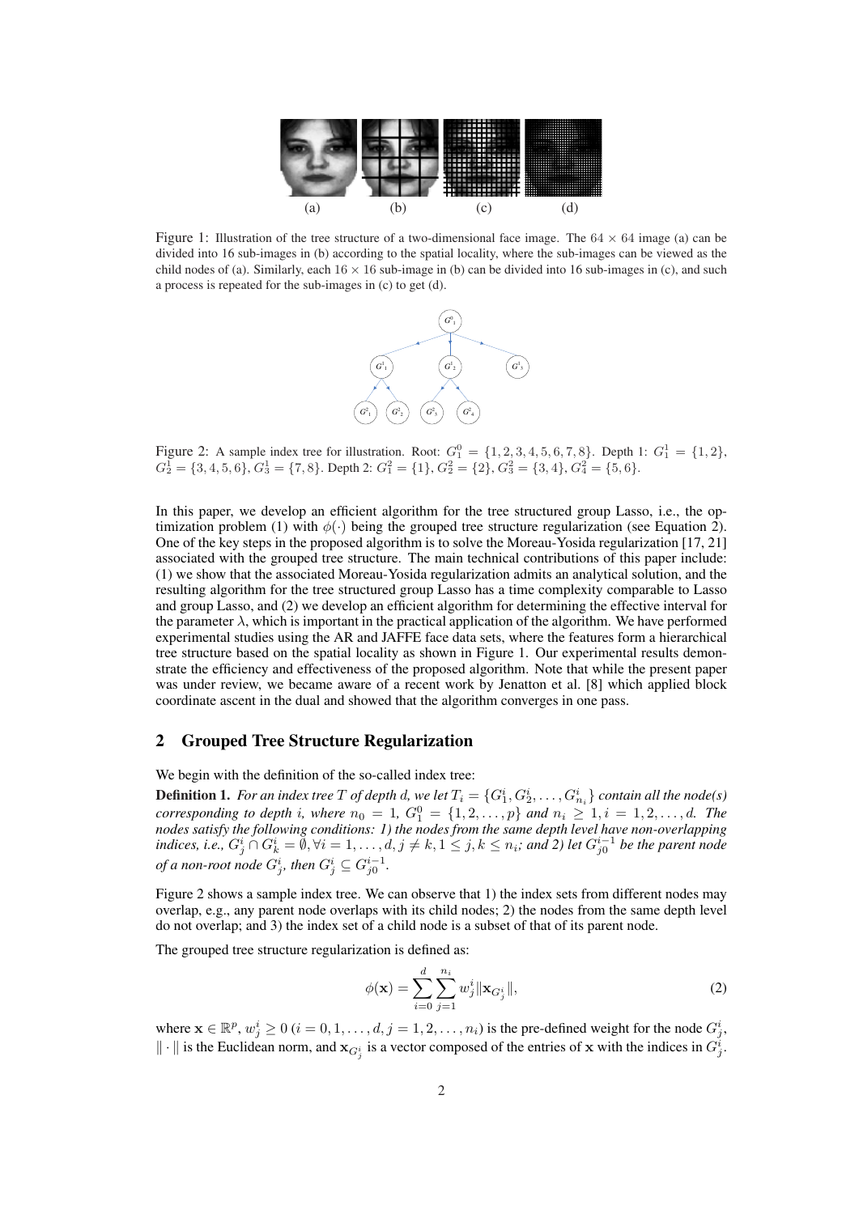(a) (b) (c) (d)

Figure 1: Illustration of the tree structure of a two-dimensional face image. The $64 \times 64$ image (a) can be divided into 16 sub-images in (b) according to the spatial locality, where the sub-images can be viewed as the child nodes of (a). Similarly, each $16 \times 16$ sub-image in (b) can be divided into 16 sub-images in (c), and such a process is repeated for the sub-images in (c) to get (d).

Figure 2: A sample index tree for illustration. Root: $G_1^0 = \{1, 2, 3, 4, 5, 6, 7, 8\}$. Depth 1: $G_1^1 = \{1, 2\}$, $G_2^1 = \{3, 4, 5, 6\}$, $G_3^1 = \{7, 8\}$. Depth 2: $G_1^2 = \{1\}$, $G_2^2 = \{2\}$, $G_3^2 = \{3, 4\}$, $G_4^2 = \{5, 6\}$.

In this paper, we develop an efficient algorithm for the tree structured group Lasso, i.e., the optimization problem (1) with $\phi(\cdot)$ being the grouped tree structure regularization (see Equation 2). One of the key steps in the proposed algorithm is to solve the Moreau-Yosida regularization [17, 21] associated with the grouped tree structure. The main technical contributions of this paper include: (1) we show that the associated Moreau-Yosida regularization admits an analytical solution, and the resulting algorithm for the tree structured group Lasso has a time complexity comparable to Lasso and group Lasso, and (2) we develop an efficient algorithm for determining the effective interval for the parameter $\lambda$, which is important in the practical application of the algorithm. We have performed experimental studies using the AR and JAFFE face data sets, where the features form a hierarchical tree structure based on the spatial locality as shown in Figure 1. Our experimental results demonstrate the efficiency and effectiveness of the proposed algorithm. Note that while the present paper was under review, we became aware of a recent work by Jenatton et al. [8] which applied block coordinate ascent in the dual and showed that the algorithm converges in one pass.

## 2 Grouped Tree Structure Regularization

We begin with the definition of the so-called index tree:

**Definition 1.** *For an index tree $T$ of depth $d$, we let $T_i = \{G_1^i, G_2^i, \ldots, G_{n_i}^i\}$ contain all the node(s) corresponding to depth $i$, where $n_0 = 1$, $G_1^0 = \{1, 2, \ldots, p\}$ and $n_i \geq 1, i = 1, 2, \ldots, d$. The nodes satisfy the following conditions: 1) the nodes from the same depth level have non-overlapping indices, i.e., $G_j^i \cap G_k^i = \emptyset, \forall i = 1, \ldots, d, j \neq k, 1 \leq j, k \leq n_i$; and 2) let $G_{j0}^{i-1}$ be the parent node of a non-root node $G_j^i$, then $G_j^i \subseteq G_{j0}^{i-1}$.*

Figure 2 shows a sample index tree. We can observe that 1) the index sets from different nodes may overlap, e.g., any parent node overlaps with its child nodes; 2) the nodes from the same depth level do not overlap; and 3) the index set of a child node is a subset of that of its parent node.

The grouped tree structure regularization is defined as:

$$\phi(\mathbf{x}) = \sum_{i=0}^{d} \sum_{j=1}^{n_i} w_j^i \|\mathbf{x}_{G_j^i}\|, \tag{2}$$

where $\mathbf{x} \in \mathbb{R}^p$, $w_j^i \geq 0$ $(i = 0, 1, \ldots, d, j = 1, 2, \ldots, n_i)$ is the pre-defined weight for the node $G_j^i$, $\|\cdot\|$ is the Euclidean norm, and $\mathbf{x}_{G_j^i}$ is a vector composed of the entries of $\mathbf{x}$ with the indices in $G_j^i$.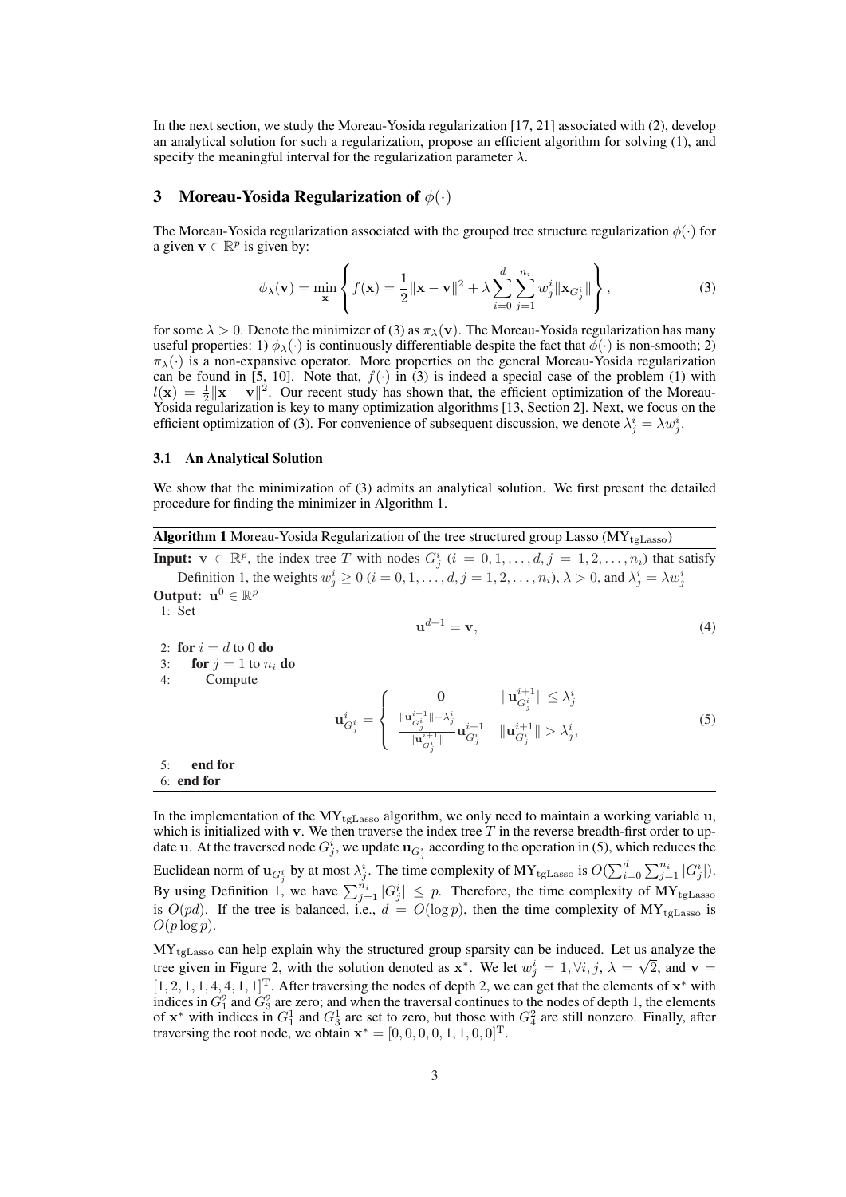In the next section, we study the Moreau-Yosida regularization [17, 21] associated with (2), develop an analytical solution for such a regularization, propose an efficient algorithm for solving (1), and specify the meaningful interval for the regularization parameter $\lambda$.

## 3 Moreau-Yosida Regularization of $\phi(\cdot)$

The Moreau-Yosida regularization associated with the grouped tree structure regularization $\phi(\cdot)$ for a given $\mathbf{v} \in \mathbb{R}^p$ is given by:

$$\phi_\lambda(\mathbf{v}) = \min_{\mathbf{x}} \left\{ f(\mathbf{x}) = \frac{1}{2}\|\mathbf{x} - \mathbf{v}\|^2 + \lambda \sum_{i=0}^{d} \sum_{j=1}^{n_i} w_j^i \|\mathbf{x}_{G_j^i}\| \right\}, \tag{3}$$

for some $\lambda > 0$. Denote the minimizer of (3) as $\pi_\lambda(\mathbf{v})$. The Moreau-Yosida regularization has many useful properties: 1) $\phi_\lambda(\cdot)$ is continuously differentiable despite the fact that $\phi(\cdot)$ is non-smooth; 2) $\pi_\lambda(\cdot)$ is a non-expansive operator. More properties on the general Moreau-Yosida regularization can be found in [5, 10]. Note that, $f(\cdot)$ in (3) is indeed a special case of the problem (1) with $l(\mathbf{x}) = \frac{1}{2}\|\mathbf{x} - \mathbf{v}\|^2$. Our recent study has shown that, the efficient optimization of the Moreau-Yosida regularization is key to many optimization algorithms [13, Section 2]. Next, we focus on the efficient optimization of (3). For convenience of subsequent discussion, we denote $\lambda_j^i = \lambda w_j^i$.

### 3.1 An Analytical Solution

We show that the minimization of (3) admits an analytical solution. We first present the detailed procedure for finding the minimizer in Algorithm 1.

---

**Algorithm 1** Moreau-Yosida Regularization of the tree structured group Lasso ($\text{MY}_{\text{tgLasso}}$)

---

**Input:** $\mathbf{v} \in \mathbb{R}^p$, the index tree $T$ with nodes $G_j^i$ ($i = 0, 1, \ldots, d, j = 1, 2, \ldots, n_i$) that satisfy Definition 1, the weights $w_j^i \geq 0$ ($i = 0, 1, \ldots, d, j = 1, 2, \ldots, n_i$), $\lambda > 0$, and $\lambda_j^i = \lambda w_j^i$

**Output:** $\mathbf{u}^0 \in \mathbb{R}^p$

1: Set
$$\mathbf{u}^{d+1} = \mathbf{v}, \tag{4}$$

2: **for** $i = d$ to $0$ **do**

3: &nbsp;&nbsp;&nbsp;&nbsp;**for** $j = 1$ to $n_i$ **do**

4: &nbsp;&nbsp;&nbsp;&nbsp;&nbsp;&nbsp;&nbsp;&nbsp;Compute
$$\mathbf{u}_{G_j^i}^i = \begin{cases} \mathbf{0} & \|\mathbf{u}_{G_j^i}^{i+1}\| \leq \lambda_j^i \\ \frac{\|\mathbf{u}_{G_j^i}^{i+1}\| - \lambda_j^i}{\|\mathbf{u}_{G_j^i}^{i+1}\|} \mathbf{u}_{G_j^i}^{i+1} & \|\mathbf{u}_{G_j^i}^{i+1}\| > \lambda_j^i, \end{cases} \tag{5}$$

5: &nbsp;&nbsp;&nbsp;&nbsp;**end for**

6: **end for**

---

In the implementation of the $\text{MY}_{\text{tgLasso}}$ algorithm, we only need to maintain a working variable $\mathbf{u}$, which is initialized with $\mathbf{v}$. We then traverse the index tree $T$ in the reverse breadth-first order to update $\mathbf{u}$. At the traversed node $G_j^i$, we update $\mathbf{u}_{G_j^i}$ according to the operation in (5), which reduces the Euclidean norm of $\mathbf{u}_{G_j^i}$ by at most $\lambda_j^i$. The time complexity of $\text{MY}_{\text{tgLasso}}$ is $O(\sum_{i=0}^{d} \sum_{j=1}^{n_i} |G_j^i|)$. By using Definition 1, we have $\sum_{j=1}^{n_i} |G_j^i| \leq p$. Therefore, the time complexity of $\text{MY}_{\text{tgLasso}}$ is $O(pd)$. If the tree is balanced, i.e., $d = O(\log p)$, then the time complexity of $\text{MY}_{\text{tgLasso}}$ is $O(p \log p)$.

$\text{MY}_{\text{tgLasso}}$ can help explain why the structured group sparsity can be induced. Let us analyze the tree given in Figure 2, with the solution denoted as $\mathbf{x}^*$. We let $w_j^i = 1, \forall i, j$, $\lambda = \sqrt{2}$, and $\mathbf{v} = [1, 2, 1, 1, 4, 4, 1, 1]^{\mathrm{T}}$. After traversing the nodes of depth 2, we can get that the elements of $\mathbf{x}^*$ with indices in $G_1^2$ and $G_3^2$ are zero; and when the traversal continues to the nodes of depth 1, the elements of $\mathbf{x}^*$ with indices in $G_1^1$ and $G_3^1$ are set to zero, but those with $G_4^2$ are still nonzero. Finally, after traversing the root node, we obtain $\mathbf{x}^* = [0, 0, 0, 0, 1, 1, 0, 0]^{\mathrm{T}}$.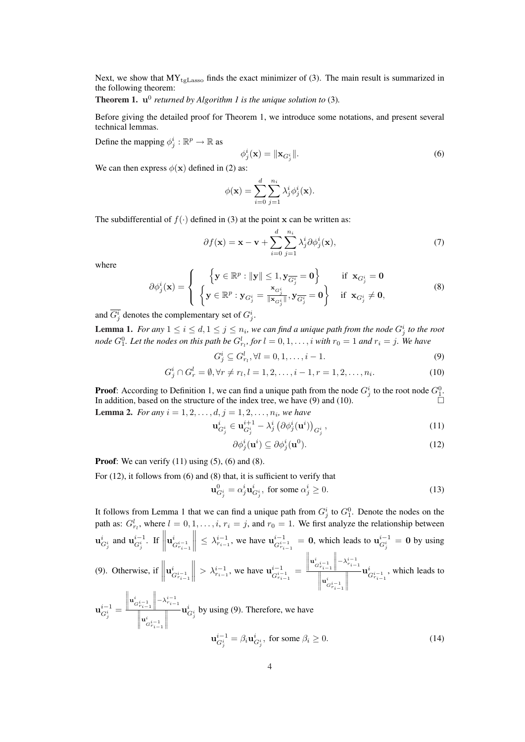Next, we show that $\mathrm{MY}_{\mathrm{tgLasso}}$ finds the exact minimizer of (3). The main result is summarized in the following theorem:

**Theorem 1.** $\mathbf{u}^0$ *returned by Algorithm 1 is the unique solution to* (3)*.*

Before giving the detailed proof for Theorem 1, we introduce some notations, and present several technical lemmas.

Define the mapping $\phi^i_j : \mathbb{R}^p \to \mathbb{R}$ as

$$\phi^i_j(\mathbf{x}) = \|\mathbf{x}_{G^i_j}\|. \tag{6}$$

We can then express $\phi(\mathbf{x})$ defined in (2) as:

$$\phi(\mathbf{x}) = \sum_{i=0}^{d} \sum_{j=1}^{n_i} \lambda^i_j \phi^i_j(\mathbf{x}).$$

The subdifferential of $f(\cdot)$ defined in (3) at the point $\mathbf{x}$ can be written as:

$$\partial f(\mathbf{x}) = \mathbf{x} - \mathbf{v} + \sum_{i=0}^{d} \sum_{j=1}^{n_i} \lambda^i_j \partial \phi^i_j(\mathbf{x}), \tag{7}$$

where

$$\partial \phi^i_j(\mathbf{x}) = \begin{cases} \left\{ \mathbf{y} \in \mathbb{R}^p : \|\mathbf{y}\| \leq 1, \mathbf{y}_{\overline{G^i_j}} = \mathbf{0} \right\} & \text{if } \mathbf{x}_{G^i_j} = \mathbf{0} \\ \left\{ \mathbf{y} \in \mathbb{R}^p : \mathbf{y}_{G^i_j} = \frac{\mathbf{x}_{G^i_j}}{\|\mathbf{x}_{G^i_j}\|}, \mathbf{y}_{\overline{G^i_j}} = \mathbf{0} \right\} & \text{if } \mathbf{x}_{G^i_j} \neq \mathbf{0}, \end{cases} \tag{8}$$

and $\overline{G^i_j}$ denotes the complementary set of $G^i_j$.

**Lemma 1.** *For any $1 \leq i \leq d, 1 \leq j \leq n_i$, we can find a unique path from the node $G^i_j$ to the root node $G^0_1$. Let the nodes on this path be $G^l_{r_l}$, for $l = 0, 1, \ldots, i$ with $r_0 = 1$ and $r_i = j$. We have*

$$G^i_j \subseteq G^l_{r_l}, \forall l = 0, 1, \ldots, i-1. \tag{9}$$

$$G^i_j \cap G^l_r = \emptyset, \forall r \neq r_l, l = 1, 2, \ldots, i-1, r = 1, 2, \ldots, n_i. \tag{10}$$

**Proof**: According to Definition 1, we can find a unique path from the node $G^i_j$ to the root node $G^0_1$. In addition, based on the structure of the index tree, we have (9) and (10). $\square$

**Lemma 2.** *For any $i = 1, 2, \ldots, d, j = 1, 2, \ldots, n_i$, we have*

$$\mathbf{u}^i_{G^i_j} \in \mathbf{u}^{i+1}_{G^i_j} - \lambda^i_j \left( \partial \phi^i_j(\mathbf{u}^i) \right)_{G^i_j}, \tag{11}$$

$$\partial \phi^i_j(\mathbf{u}^i) \subseteq \partial \phi^i_j(\mathbf{u}^0). \tag{12}$$

**Proof**: We can verify (11) using (5), (6) and (8).

For (12), it follows from (6) and (8) that, it is sufficient to verify that

$$\mathbf{u}^0_{G^i_j} = \alpha^i_j \mathbf{u}^i_{G^i_j}, \text{ for some } \alpha^i_j \geq 0. \tag{13}$$

It follows from Lemma 1 that we can find a unique path from $G^i_j$ to $G^0_1$. Denote the nodes on the path as: $G^l_{r_l}$, where $l = 0, 1, \ldots, i$, $r_i = j$, and $r_0 = 1$. We first analyze the relationship between $\mathbf{u}^i_{G^i_j}$ and $\mathbf{u}^{i-1}_{G^i_j}$. If $\left\| \mathbf{u}^i_{G^{i-1}_{r_{i-1}}} \right\| \leq \lambda^{i-1}_{r_{i-1}}$, we have $\mathbf{u}^{i-1}_{G^{i-1}_{r_{i-1}}} = \mathbf{0}$, which leads to $\mathbf{u}^{i-1}_{G^i_j} = \mathbf{0}$ by using (9). Otherwise, if $\left\| \mathbf{u}^i_{G^{i-1}_{r_{i-1}}} \right\| > \lambda^{i-1}_{r_{i-1}}$, we have $\mathbf{u}^{i-1}_{G^{i-1}_{r_{i-1}}} = \frac{\left\| \mathbf{u}^i_{G^{i-1}_{r_{i-1}}} \right\| - \lambda^{i-1}_{r_{i-1}}}{\left\| \mathbf{u}^i_{G^{i-1}_{r_{i-1}}} \right\|} \mathbf{u}^i_{G^{i-1}_{r_{i-1}}}$, which leads to $\mathbf{u}^{i-1}_{G^i_j} = \frac{\left\| \mathbf{u}^i_{G^{i-1}_{r_{i-1}}} \right\| - \lambda^{i-1}_{r_{i-1}}}{\left\| \mathbf{u}^i_{G^{i-1}_{r_{i-1}}} \right\|} \mathbf{u}^i_{G^i_j}$ by using (9). Therefore, we have

$$\mathbf{u}^{i-1}_{G^i_j} = \beta_i \mathbf{u}^i_{G^i_j}, \text{ for some } \beta_i \geq 0. \tag{14}$$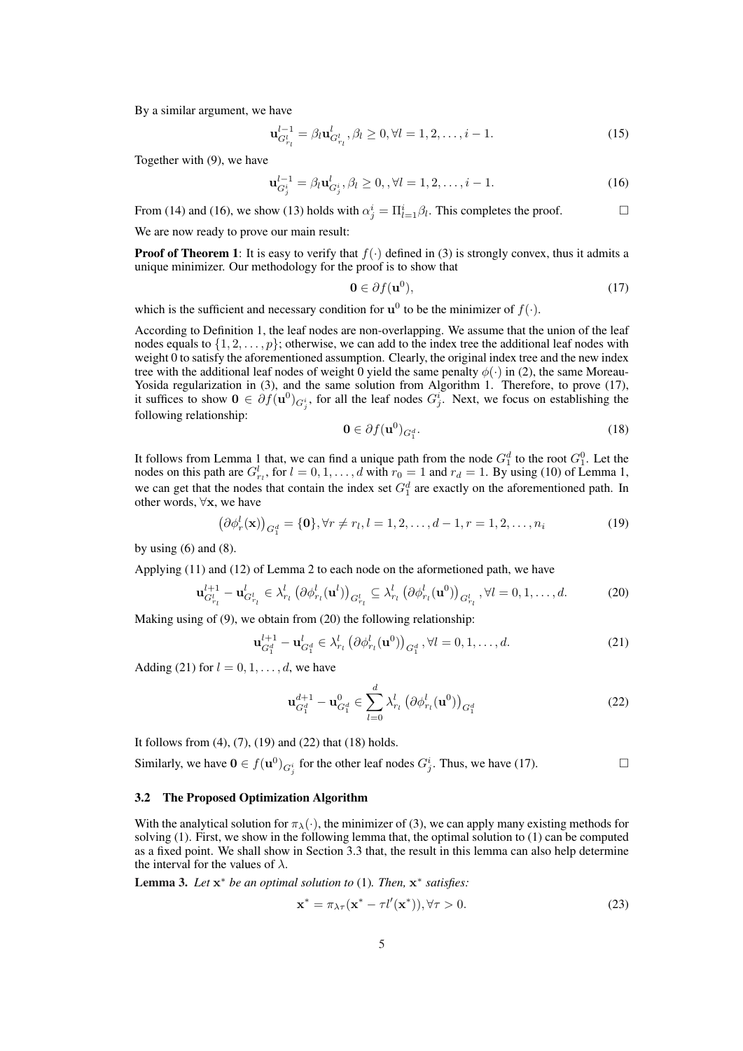By a similar argument, we have

$$\mathbf{u}^{l-1}_{G^l_{r_l}} = \beta_l \mathbf{u}^l_{G^l_{r_l}}, \beta_l \geq 0, \forall l = 1, 2, \ldots, i-1. \tag{15}$$

Together with (9), we have

$$\mathbf{u}^{l-1}_{G^i_j} = \beta_l \mathbf{u}^l_{G^i_j}, \beta_l \geq 0, , \forall l = 1, 2, \ldots, i-1. \tag{16}$$

From (14) and (16), we show (13) holds with $\alpha^i_j = \Pi^i_{l=1} \beta_l$. This completes the proof. □

We are now ready to prove our main result:

**Proof of Theorem 1**: It is easy to verify that $f(\cdot)$ defined in (3) is strongly convex, thus it admits a unique minimizer. Our methodology for the proof is to show that

$$\mathbf{0} \in \partial f(\mathbf{u}^0), \tag{17}$$

which is the sufficient and necessary condition for $\mathbf{u}^0$ to be the minimizer of $f(\cdot)$.

According to Definition 1, the leaf nodes are non-overlapping. We assume that the union of the leaf nodes equals to $\{1, 2, \ldots, p\}$; otherwise, we can add to the index tree the additional leaf nodes with weight 0 to satisfy the aforementioned assumption. Clearly, the original index tree and the new index tree with the additional leaf nodes of weight 0 yield the same penalty $\phi(\cdot)$ in (2), the same Moreau-Yosida regularization in (3), and the same solution from Algorithm 1. Therefore, to prove (17), it suffices to show $\mathbf{0} \in \partial f(\mathbf{u}^0)_{G^i_j}$, for all the leaf nodes $G^i_j$. Next, we focus on establishing the following relationship:

$$\mathbf{0} \in \partial f(\mathbf{u}^0)_{G^d_1}. \tag{18}$$

It follows from Lemma 1 that, we can find a unique path from the node $G^d_1$ to the root $G^0_1$. Let the nodes on this path are $G^l_{r_l}$, for $l = 0, 1, \ldots, d$ with $r_0 = 1$ and $r_d = 1$. By using (10) of Lemma 1, we can get that the nodes that contain the index set $G^d_1$ are exactly on the aforementioned path. In other words, $\forall \mathbf{x}$, we have

$$\left(\partial \phi^l_r(\mathbf{x})\right)_{G^d_1} = \{\mathbf{0}\}, \forall r \neq r_l, l = 1, 2, \ldots, d-1, r = 1, 2, \ldots, n_i \tag{19}$$

by using (6) and (8).

Applying (11) and (12) of Lemma 2 to each node on the aformetioned path, we have

$$\mathbf{u}^{l+1}_{G^l_{r_l}} - \mathbf{u}^l_{G^l_{r_l}} \in \lambda^l_{r_l} \left(\partial \phi^l_{r_l}(\mathbf{u}^l)\right)_{G^l_{r_l}} \subseteq \lambda^l_{r_l} \left(\partial \phi^l_{r_l}(\mathbf{u}^0)\right)_{G^l_{r_l}}, \forall l = 0, 1, \ldots, d. \tag{20}$$

Making using of (9), we obtain from (20) the following relationship:

$$\mathbf{u}^{l+1}_{G^d_1} - \mathbf{u}^l_{G^d_1} \in \lambda^l_{r_l} \left(\partial \phi^l_{r_l}(\mathbf{u}^0)\right)_{G^d_1}, \forall l = 0, 1, \ldots, d. \tag{21}$$

Adding (21) for $l = 0, 1, \ldots, d$, we have

$$\mathbf{u}^{d+1}_{G^d_1} - \mathbf{u}^0_{G^d_1} \in \sum_{l=0}^{d} \lambda^l_{r_l} \left(\partial \phi^l_{r_l}(\mathbf{u}^0)\right)_{G^d_1} \tag{22}$$

It follows from (4), (7), (19) and (22) that (18) holds.

Similarly, we have $\mathbf{0} \in f(\mathbf{u}^0)_{G^i_j}$ for the other leaf nodes $G^i_j$. Thus, we have (17). □

### 3.2 The Proposed Optimization Algorithm

With the analytical solution for $\pi_\lambda(\cdot)$, the minimizer of (3), we can apply many existing methods for solving (1). First, we show in the following lemma that, the optimal solution to (1) can be computed as a fixed point. We shall show in Section 3.3 that, the result in this lemma can also help determine the interval for the values of $\lambda$.

**Lemma 3.** *Let $\mathbf{x}^*$ be an optimal solution to* (1)*. Then, $\mathbf{x}^*$ satisfies:*

$$\mathbf{x}^* = \pi_{\lambda\tau}(\mathbf{x}^* - \tau l'(\mathbf{x}^*)), \forall \tau > 0. \tag{23}$$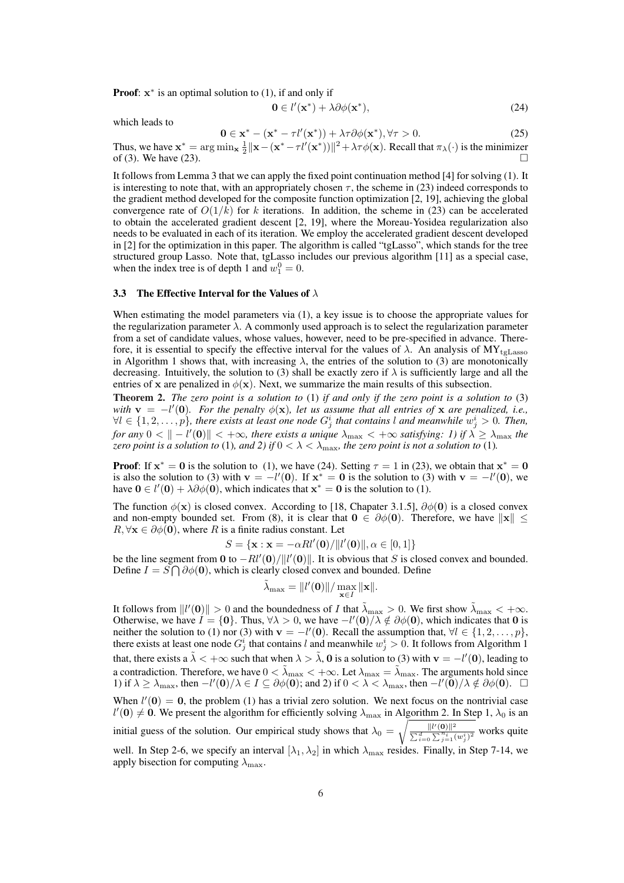**Proof**: $\mathbf{x}^*$ is an optimal solution to (1), if and only if

$$\mathbf{0} \in l'(\mathbf{x}^*) + \lambda \partial \phi(\mathbf{x}^*), \tag{24}$$

which leads to

$$\mathbf{0} \in \mathbf{x}^* - (\mathbf{x}^* - \tau l'(\mathbf{x}^*)) + \lambda \tau \partial \phi(\mathbf{x}^*), \forall \tau > 0. \tag{25}$$

Thus, we have $\mathbf{x}^* = \arg\min_{\mathbf{x}} \frac{1}{2}\|\mathbf{x} - (\mathbf{x}^* - \tau l'(\mathbf{x}^*))\|^2 + \lambda \tau \phi(\mathbf{x})$. Recall that $\pi_\lambda(\cdot)$ is the minimizer of (3). We have (23). □

It follows from Lemma 3 that we can apply the fixed point continuation method [4] for solving (1). It is interesting to note that, with an appropriately chosen $\tau$, the scheme in (23) indeed corresponds to the gradient method developed for the composite function optimization [2, 19], achieving the global convergence rate of $O(1/k)$ for $k$ iterations. In addition, the scheme in (23) can be accelerated to obtain the accelerated gradient descent [2, 19], where the Moreau-Yosidea regularization also needs to be evaluated in each of its iteration. We employ the accelerated gradient descent developed in [2] for the optimization in this paper. The algorithm is called "tgLasso", which stands for the tree structured group Lasso. Note that, tgLasso includes our previous algorithm [11] as a special case, when the index tree is of depth 1 and $w_1^0 = 0$.

### 3.3 The Effective Interval for the Values of $\lambda$

When estimating the model parameters via (1), a key issue is to choose the appropriate values for the regularization parameter $\lambda$. A commonly used approach is to select the regularization parameter from a set of candidate values, whose values, however, need to be pre-specified in advance. Therefore, it is essential to specify the effective interval for the values of $\lambda$. An analysis of $\text{MY}_{\text{tgLasso}}$ in Algorithm 1 shows that, with increasing $\lambda$, the entries of the solution to (3) are monotonically decreasing. Intuitively, the solution to (3) shall be exactly zero if $\lambda$ is sufficiently large and all the entries of $\mathbf{x}$ are penalized in $\phi(\mathbf{x})$. Next, we summarize the main results of this subsection.

**Theorem 2.** *The zero point is a solution to* (1) *if and only if the zero point is a solution to* (3) *with* $\mathbf{v} = -l'(\mathbf{0})$. *For the penalty* $\phi(\mathbf{x})$, *let us assume that all entries of* $\mathbf{x}$ *are penalized, i.e.,* $\forall l \in \{1, 2, \ldots, p\}$, *there exists at least one node* $G_j^i$ *that contains* $l$ *and meanwhile* $w_j^i > 0$. *Then, for any* $0 < \|-l'(\mathbf{0})\| < +\infty$, *there exists a unique* $\lambda_{\max} < +\infty$ *satisfying: 1) if* $\lambda \geq \lambda_{\max}$ *the zero point is a solution to* (1), *and 2) if* $0 < \lambda < \lambda_{\max}$, *the zero point is not a solution to* (1).

**Proof**: If $\mathbf{x}^* = \mathbf{0}$ is the solution to (1), we have (24). Setting $\tau = 1$ in (23), we obtain that $\mathbf{x}^* = \mathbf{0}$ is also the solution to (3) with $\mathbf{v} = -l'(\mathbf{0})$. If $\mathbf{x}^* = \mathbf{0}$ is the solution to (3) with $\mathbf{v} = -l'(\mathbf{0})$, we have $\mathbf{0} \in l'(\mathbf{0}) + \lambda \partial \phi(\mathbf{0})$, which indicates that $\mathbf{x}^* = \mathbf{0}$ is the solution to (1).

The function $\phi(\mathbf{x})$ is closed convex. According to [18, Chapater 3.1.5], $\partial \phi(\mathbf{0})$ is a closed convex and non-empty bounded set. From (8), it is clear that $\mathbf{0} \in \partial \phi(\mathbf{0})$. Therefore, we have $\|\mathbf{x}\| \leq R, \forall \mathbf{x} \in \partial \phi(\mathbf{0})$, where $R$ is a finite radius constant. Let

$$S = \{\mathbf{x} : \mathbf{x} = -\alpha R l'(\mathbf{0}) / \|l'(\mathbf{0})\|, \alpha \in [0, 1]\}$$

be the line segment from $\mathbf{0}$ to $-Rl'(\mathbf{0})/\|l'(\mathbf{0})\|$. It is obvious that $S$ is closed convex and bounded. Define $I = S \bigcap \partial \phi(\mathbf{0})$, which is clearly closed convex and bounded. Define

$$\tilde{\lambda}_{\max} = \|l'(\mathbf{0})\| / \max_{\mathbf{x} \in I} \|\mathbf{x}\|.$$

It follows from $\|l'(\mathbf{0})\| > 0$ and the boundedness of $I$ that $\tilde{\lambda}_{\max} > 0$. We first show $\tilde{\lambda}_{\max} < +\infty$. Otherwise, we have $I = \{\mathbf{0}\}$. Thus, $\forall \lambda > 0$, we have $-l'(\mathbf{0})/\lambda \notin \partial \phi(\mathbf{0})$, which indicates that $\mathbf{0}$ is neither the solution to (1) nor (3) with $\mathbf{v} = -l'(\mathbf{0})$. Recall the assumption that, $\forall l \in \{1, 2, \ldots, p\}$, there exists at least one node $G_j^i$ that contains $l$ and meanwhile $w_j^i > 0$. It follows from Algorithm 1 that, there exists a $\tilde{\lambda} < +\infty$ such that when $\lambda > \tilde{\lambda}$, $\mathbf{0}$ is a solution to (3) with $\mathbf{v} = -l'(\mathbf{0})$, leading to a contradiction. Therefore, we have $0 < \tilde{\lambda}_{\max} < +\infty$. Let $\lambda_{\max} = \tilde{\lambda}_{\max}$. The arguments hold since 1) if $\lambda \geq \lambda_{\max}$, then $-l'(\mathbf{0})/\lambda \in I \subseteq \partial \phi(\mathbf{0})$; and 2) if $0 < \lambda < \lambda_{\max}$, then $-l'(\mathbf{0})/\lambda \notin \partial \phi(\mathbf{0})$. □

When $l'(\mathbf{0}) = \mathbf{0}$, the problem (1) has a trivial zero solution. We next focus on the nontrivial case $l'(\mathbf{0}) \neq \mathbf{0}$. We present the algorithm for efficiently solving $\lambda_{\max}$ in Algorithm 2. In Step 1, $\lambda_0$ is an initial guess of the solution. Our empirical study shows that $\lambda_0 = \sqrt{\frac{\|l'(\mathbf{0})\|^2}{\sum_{i=0}^{d} \sum_{j=1}^{n_i} (w_j^i)^2}}$ works quite well. In Step 2-6, we specify an interval $[\lambda_1, \lambda_2]$ in which $\lambda_{\max}$ resides. Finally, in Step 7-14, we apply bisection for computing $\lambda_{\max}$.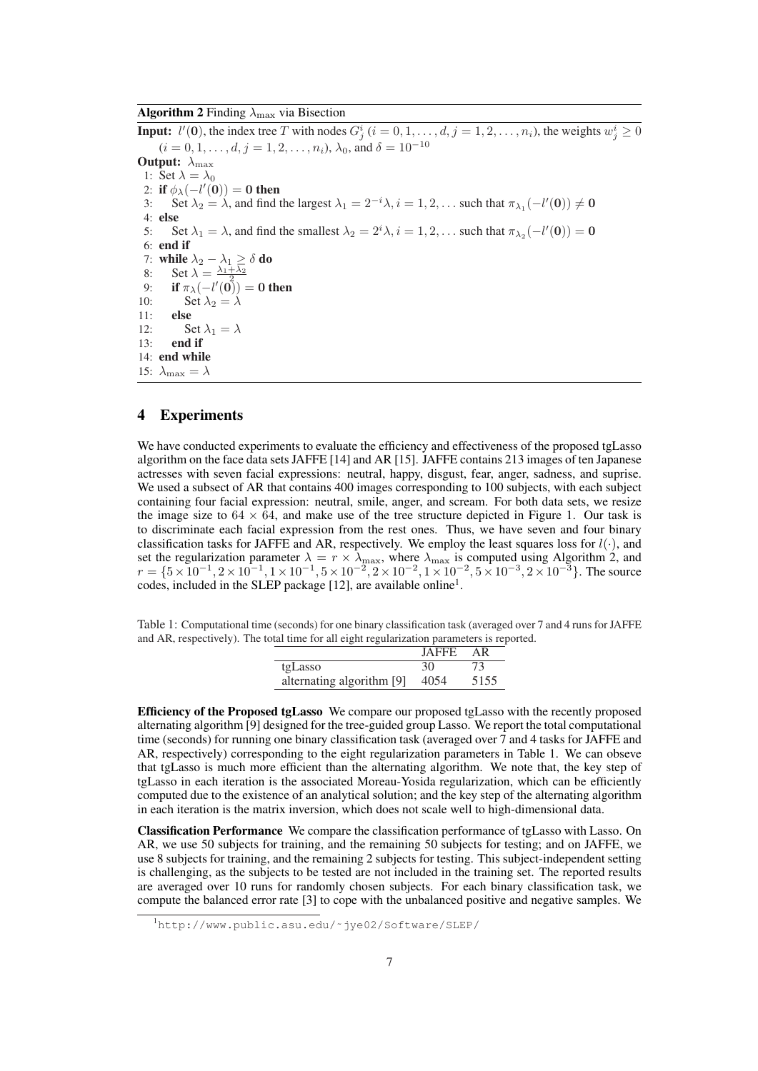**Algorithm 2** Finding $\lambda_{\max}$ via Bisection

**Input:** $l'(\mathbf{0})$, the index tree $T$ with nodes $G^i_j$ $(i = 0, 1, \ldots, d, j = 1, 2, \ldots, n_i)$, the weights $w^i_j \geq 0$ $(i = 0, 1, \ldots, d, j = 1, 2, \ldots, n_i)$, $\lambda_0$, and $\delta = 10^{-10}$

**Output:** $\lambda_{\max}$

1: Set $\lambda = \lambda_0$
2: **if** $\phi_\lambda(-l'(\mathbf{0})) = \mathbf{0}$ **then**
3: Set $\lambda_2 = \lambda$, and find the largest $\lambda_1 = 2^{-i}\lambda, i = 1, 2, \ldots$ such that $\pi_{\lambda_1}(-l'(\mathbf{0})) \neq \mathbf{0}$
4: **else**
5: Set $\lambda_1 = \lambda$, and find the smallest $\lambda_2 = 2^{i}\lambda, i = 1, 2, \ldots$ such that $\pi_{\lambda_2}(-l'(\mathbf{0})) = \mathbf{0}$
6: **end if**
7: **while** $\lambda_2 - \lambda_1 \geq \delta$ **do**
8: Set $\lambda = \frac{\lambda_1 + \lambda_2}{2}$
9: **if** $\pi_\lambda(-l'(\mathbf{0})) = \mathbf{0}$ **then**
10: Set $\lambda_2 = \lambda$
11: **else**
12: Set $\lambda_1 = \lambda$
13: **end if**
14: **end while**
15: $\lambda_{\max} = \lambda$

## 4 Experiments

We have conducted experiments to evaluate the efficiency and effectiveness of the proposed tgLasso algorithm on the face data sets JAFFE [14] and AR [15]. JAFFE contains 213 images of ten Japanese actresses with seven facial expressions: neutral, happy, disgust, fear, anger, sadness, and suprise. We used a subset of AR that contains 400 images corresponding to 100 subjects, with each subject containing four facial expression: neutral, smile, anger, and scream. For both data sets, we resize the image size to $64 \times 64$, and make use of the tree structure depicted in Figure 1. Our task is to discriminate each facial expression from the rest ones. Thus, we have seven and four binary classification tasks for JAFFE and AR, respectively. We employ the least squares loss for $l(\cdot)$, and set the regularization parameter $\lambda = r \times \lambda_{\max}$, where $\lambda_{\max}$ is computed using Algorithm 2, and $r = \{5 \times 10^{-1}, 2 \times 10^{-1}, 1 \times 10^{-1}, 5 \times 10^{-2}, 2 \times 10^{-2}, 1 \times 10^{-2}, 5 \times 10^{-3}, 2 \times 10^{-3}\}$. The source codes, included in the SLEP package [12], are available online[1].

Table 1: Computational time (seconds) for one binary classification task (averaged over 7 and 4 runs for JAFFE and AR, respectively). The total time for all eight regularization parameters is reported.

| | JAFFE | AR |
|---|---|---|
| tgLasso | 30 | 73 |
| alternating algorithm [9] | 4054 | 5155 |

**Efficiency of the Proposed tgLasso** We compare our proposed tgLasso with the recently proposed alternating algorithm [9] designed for the tree-guided group Lasso. We report the total computational time (seconds) for running one binary classification task (averaged over 7 and 4 tasks for JAFFE and AR, respectively) corresponding to the eight regularization parameters in Table 1. We can obseve that tgLasso is much more efficient than the alternating algorithm. We note that, the key step of tgLasso in each iteration is the associated Moreau-Yosida regularization, which can be efficiently computed due to the existence of an analytical solution; and the key step of the alternating algorithm in each iteration is the matrix inversion, which does not scale well to high-dimensional data.

**Classification Performance** We compare the classification performance of tgLasso with Lasso. On AR, we use 50 subjects for training, and the remaining 50 subjects for testing; and on JAFFE, we use 8 subjects for training, and the remaining 2 subjects for testing. This subject-independent setting is challenging, as the subjects to be tested are not included in the training set. The reported results are averaged over 10 runs for randomly chosen subjects. For each binary classification task, we compute the balanced error rate [3] to cope with the unbalanced positive and negative samples. We

[1] http://www.public.asu.edu/~jye02/Software/SLEP/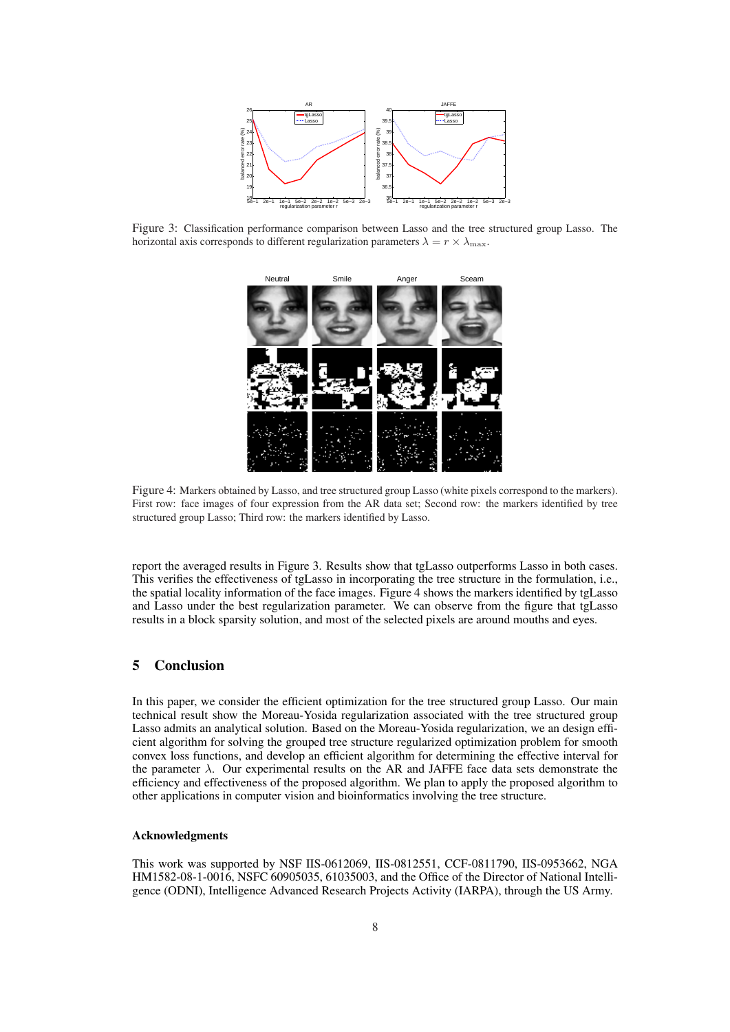Figure 3: Classification performance comparison between Lasso and the tree structured group Lasso. The horizontal axis corresponds to different regularization parameters $\lambda = r \times \lambda_{\max}$.

Figure 4: Markers obtained by Lasso, and tree structured group Lasso (white pixels correspond to the markers). First row: face images of four expression from the AR data set; Second row: the markers identified by tree structured group Lasso; Third row: the markers identified by Lasso.

report the averaged results in Figure 3. Results show that tgLasso outperforms Lasso in both cases. This verifies the effectiveness of tgLasso in incorporating the tree structure in the formulation, i.e., the spatial locality information of the face images. Figure 4 shows the markers identified by tgLasso and Lasso under the best regularization parameter. We can observe from the figure that tgLasso results in a block sparsity solution, and most of the selected pixels are around mouths and eyes.

## 5 Conclusion

In this paper, we consider the efficient optimization for the tree structured group Lasso. Our main technical result show the Moreau-Yosida regularization associated with the tree structured group Lasso admits an analytical solution. Based on the Moreau-Yosida regularization, we an design efficient algorithm for solving the grouped tree structure regularized optimization problem for smooth convex loss functions, and develop an efficient algorithm for determining the effective interval for the parameter $\lambda$. Our experimental results on the AR and JAFFE face data sets demonstrate the efficiency and effectiveness of the proposed algorithm. We plan to apply the proposed algorithm to other applications in computer vision and bioinformatics involving the tree structure.

### Acknowledgments

This work was supported by NSF IIS-0612069, IIS-0812551, CCF-0811790, IIS-0953662, NGA HM1582-08-1-0016, NSFC 60905035, 61035003, and the Office of the Director of National Intelligence (ODNI), Intelligence Advanced Research Projects Activity (IARPA), through the US Army.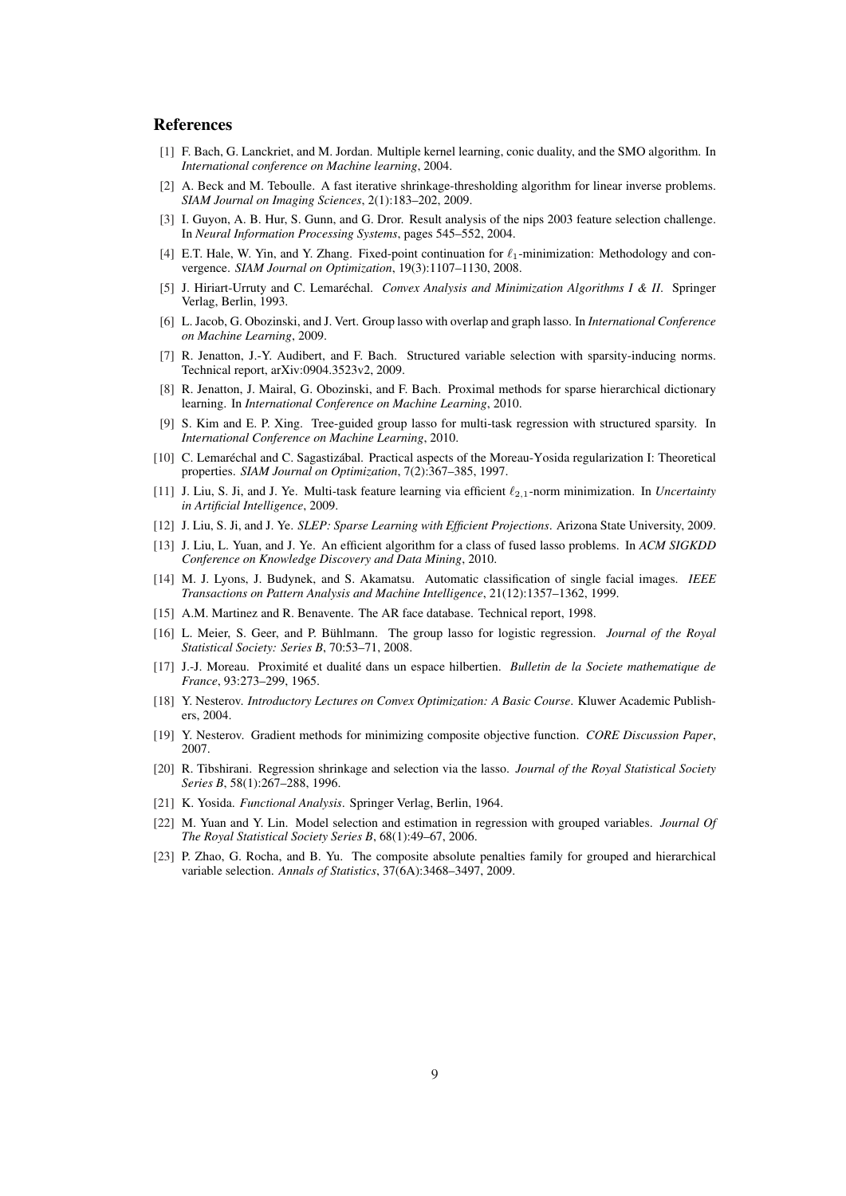## References

[1] F. Bach, G. Lanckriet, and M. Jordan. Multiple kernel learning, conic duality, and the SMO algorithm. In *International conference on Machine learning*, 2004.

[2] A. Beck and M. Teboulle. A fast iterative shrinkage-thresholding algorithm for linear inverse problems. *SIAM Journal on Imaging Sciences*, 2(1):183–202, 2009.

[3] I. Guyon, A. B. Hur, S. Gunn, and G. Dror. Result analysis of the nips 2003 feature selection challenge. In *Neural Information Processing Systems*, pages 545–552, 2004.

[4] E.T. Hale, W. Yin, and Y. Zhang. Fixed-point continuation for $\ell_1$-minimization: Methodology and convergence. *SIAM Journal on Optimization*, 19(3):1107–1130, 2008.

[5] J. Hiriart-Urruty and C. Lemaréchal. *Convex Analysis and Minimization Algorithms I & II*. Springer Verlag, Berlin, 1993.

[6] L. Jacob, G. Obozinski, and J. Vert. Group lasso with overlap and graph lasso. In *International Conference on Machine Learning*, 2009.

[7] R. Jenatton, J.-Y. Audibert, and F. Bach. Structured variable selection with sparsity-inducing norms. Technical report, arXiv:0904.3523v2, 2009.

[8] R. Jenatton, J. Mairal, G. Obozinski, and F. Bach. Proximal methods for sparse hierarchical dictionary learning. In *International Conference on Machine Learning*, 2010.

[9] S. Kim and E. P. Xing. Tree-guided group lasso for multi-task regression with structured sparsity. In *International Conference on Machine Learning*, 2010.

[10] C. Lemaréchal and C. Sagastizábal. Practical aspects of the Moreau-Yosida regularization I: Theoretical properties. *SIAM Journal on Optimization*, 7(2):367–385, 1997.

[11] J. Liu, S. Ji, and J. Ye. Multi-task feature learning via efficient $\ell_{2,1}$-norm minimization. In *Uncertainty in Artificial Intelligence*, 2009.

[12] J. Liu, S. Ji, and J. Ye. *SLEP: Sparse Learning with Efficient Projections*. Arizona State University, 2009.

[13] J. Liu, L. Yuan, and J. Ye. An efficient algorithm for a class of fused lasso problems. In *ACM SIGKDD Conference on Knowledge Discovery and Data Mining*, 2010.

[14] M. J. Lyons, J. Budynek, and S. Akamatsu. Automatic classification of single facial images. *IEEE Transactions on Pattern Analysis and Machine Intelligence*, 21(12):1357–1362, 1999.

[15] A.M. Martinez and R. Benavente. The AR face database. Technical report, 1998.

[16] L. Meier, S. Geer, and P. Bühlmann. The group lasso for logistic regression. *Journal of the Royal Statistical Society: Series B*, 70:53–71, 2008.

[17] J.-J. Moreau. Proximité et dualité dans un espace hilbertien. *Bulletin de la Societe mathematique de France*, 93:273–299, 1965.

[18] Y. Nesterov. *Introductory Lectures on Convex Optimization: A Basic Course*. Kluwer Academic Publishers, 2004.

[19] Y. Nesterov. Gradient methods for minimizing composite objective function. *CORE Discussion Paper*, 2007.

[20] R. Tibshirani. Regression shrinkage and selection via the lasso. *Journal of the Royal Statistical Society Series B*, 58(1):267–288, 1996.

[21] K. Yosida. *Functional Analysis*. Springer Verlag, Berlin, 1964.

[22] M. Yuan and Y. Lin. Model selection and estimation in regression with grouped variables. *Journal Of The Royal Statistical Society Series B*, 68(1):49–67, 2006.

[23] P. Zhao, G. Rocha, and B. Yu. The composite absolute penalties family for grouped and hierarchical variable selection. *Annals of Statistics*, 37(6A):3468–3497, 2009.